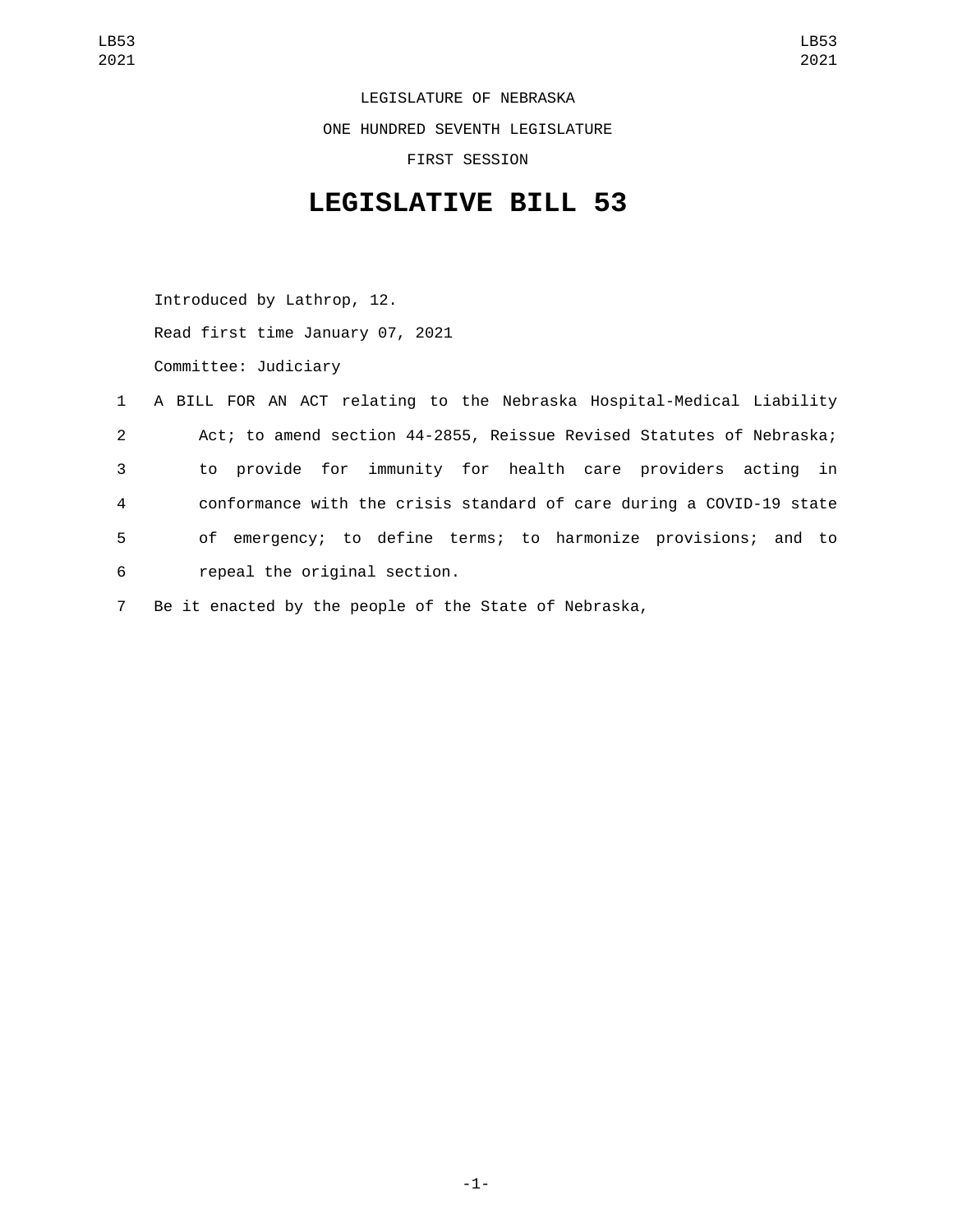LEGISLATURE OF NEBRASKA

ONE HUNDRED SEVENTH LEGISLATURE

FIRST SESSION

# LEGISLATIVE BILL 53

Introduced by Lathrop, 12.

Read first time January 07, 2021

Committee: Judiciary

A BILL FOR AN ACT relating to the Nebraska Hospital-Medical Liability Act; to amend section 44-2855, Reissue Revised Statutes of Nebraska; to provide for immunity for health care providers acting in conformance with the crisis standard of care during a COVID-19 state of emergency; to define terms; to harmonize provisions; and to repeal the original section.

Be it enacted by the people of the State of Nebraska,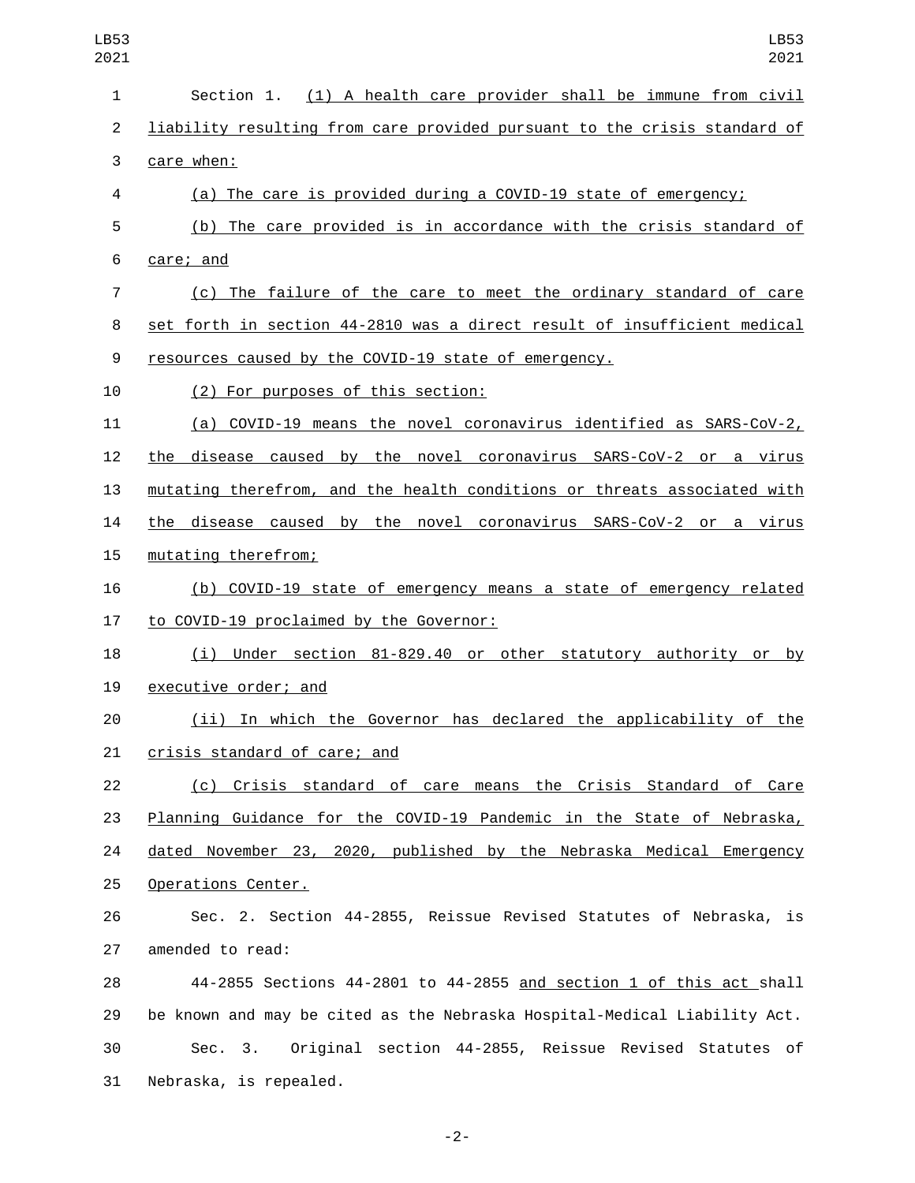Section 1. (1) A health care provider shall be immune from civil liability resulting from care provided pursuant to the crisis standard of care when:

(a) The care is provided during a COVID-19 state of emergency;

(b) The care provided is in accordance with the crisis standard of care; and

(c) The failure of the care to meet the ordinary standard of care set forth in section 44-2810 was a direct result of insufficient medical resources caused by the COVID-19 state of emergency.

(2) For purposes of this section:

(a) COVID-19 means the novel coronavirus identified as SARS-CoV-2, the disease caused by the novel coronavirus SARS-CoV-2 or a virus mutating therefrom, and the health conditions or threats associated with the disease caused by the novel coronavirus SARS-CoV-2 or a virus mutating therefrom;

(b) COVID-19 state of emergency means a state of emergency related to COVID-19 proclaimed by the Governor:

(i) Under section 81-829.40 or other statutory authority or by executive order; and

(ii) In which the Governor has declared the applicability of the crisis standard of care; and

(c) Crisis standard of care means the Crisis Standard of Care Planning Guidance for the COVID-19 Pandemic in the State of Nebraska, dated November 23, 2020, published by the Nebraska Medical Emergency Operations Center.

Sec. 2. Section 44-2855, Reissue Revised Statutes of Nebraska, is amended to read:

44-2855 Sections 44-2801 to 44-2855 and section 1 of this act shall be known and may be cited as the Nebraska Hospital-Medical Liability Act.

Sec. 3. Original section 44-2855, Reissue Revised Statutes of Nebraska, is repealed.